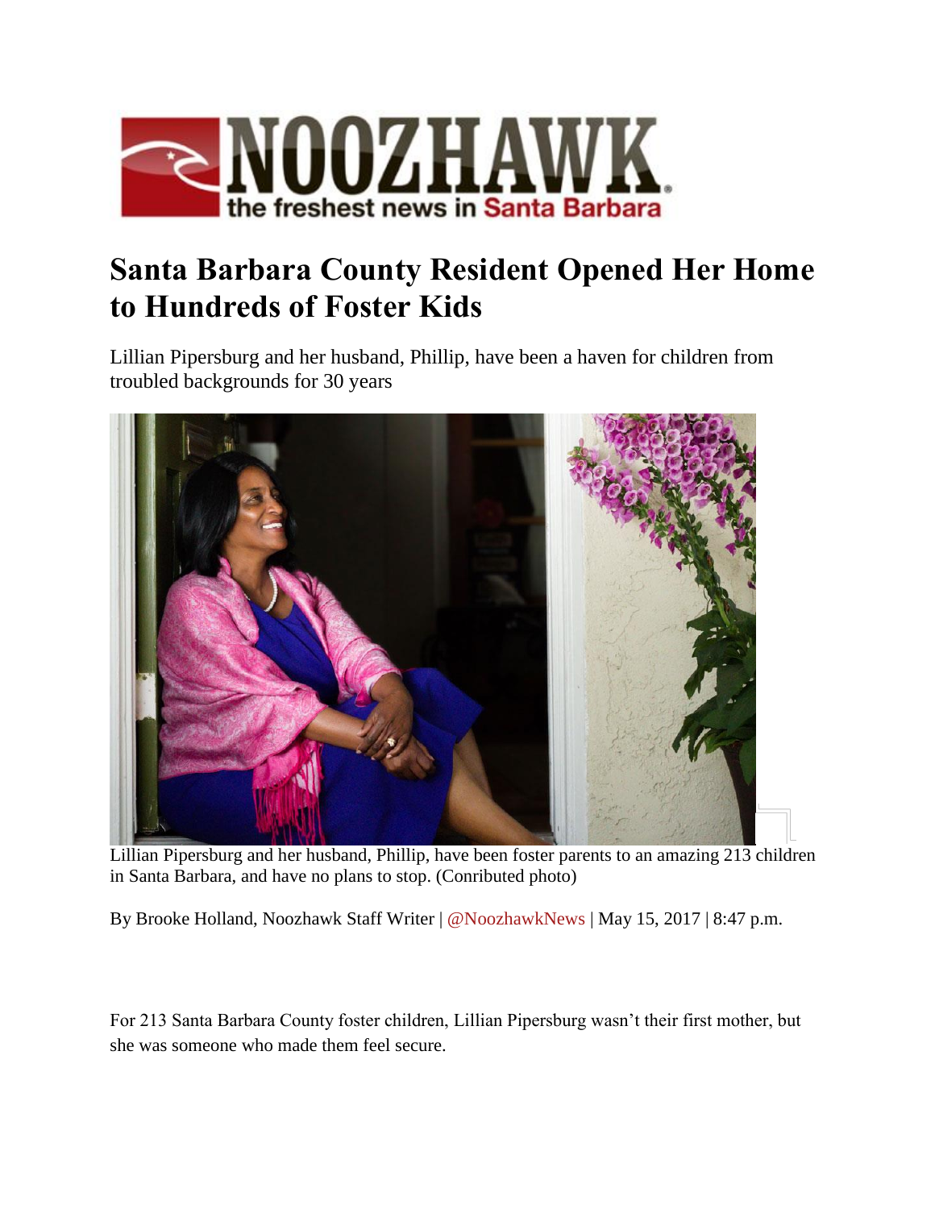NOOZHAWK

the freshest news in Santa Barbara

# Santa Barbara County Resident Opened Her Home to Hundreds of Foster Kids

Lillian Pipersburg and her husband, Phillip, have been a haven for children from troubled backgrounds for 30 years

Lillian Pipersburg and her husband, Phillip, have been foster parents to an amazing 213 children in Santa Barbara, and have no plans to stop. (Conributed photo)

By Brooke Holland, Noozhawk Staff Writer | @NoozhawkNews | May 15, 2017 | 8:47 p.m.

For 213 Santa Barbara County foster children, Lillian Pipersburg wasn't their first mother, but she was someone who made them feel secure.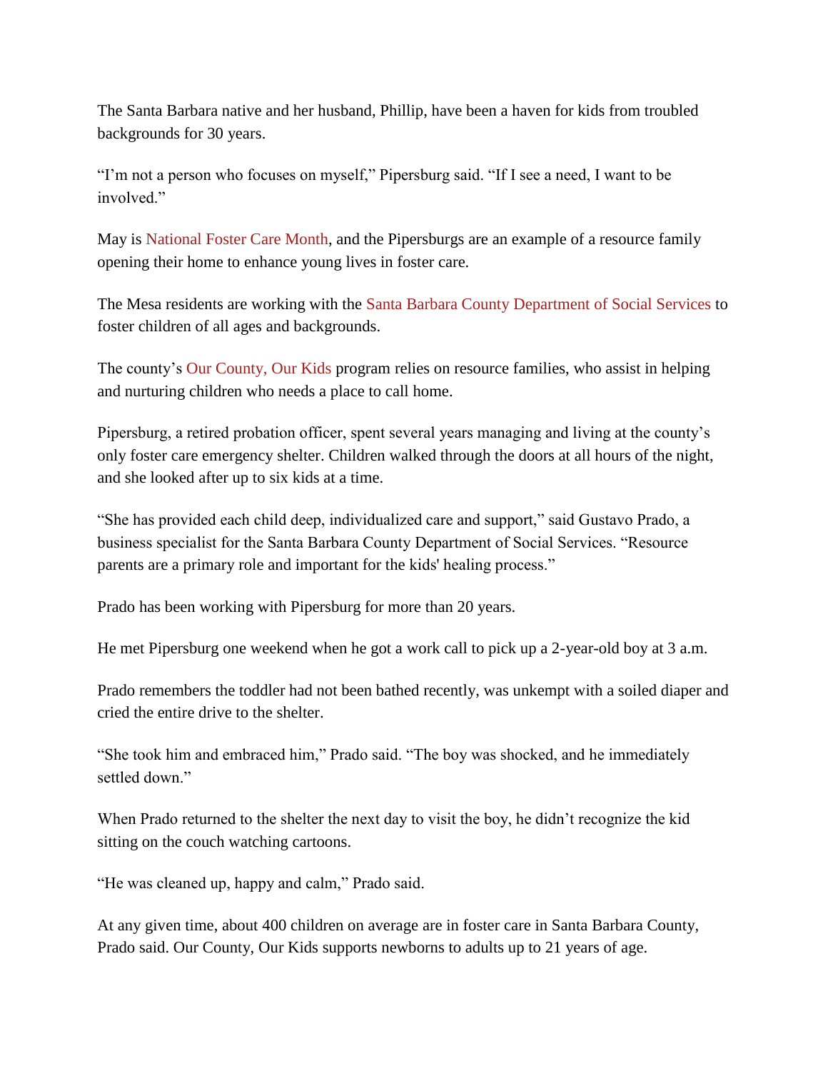The Santa Barbara native and her husband, Phillip, have been a haven for kids from troubled backgrounds for 30 years.

"I'm not a person who focuses on myself," Pipersburg said. "If I see a need, I want to be involved."

May is National Foster Care Month, and the Pipersburgs are an example of a resource family opening their home to enhance young lives in foster care.

The Mesa residents are working with the Santa Barbara County Department of Social Services to foster children of all ages and backgrounds.

The county's Our County, Our Kids program relies on resource families, who assist in helping and nurturing children who needs a place to call home.

Pipersburg, a retired probation officer, spent several years managing and living at the county's only foster care emergency shelter. Children walked through the doors at all hours of the night, and she looked after up to six kids at a time.

"She has provided each child deep, individualized care and support," said Gustavo Prado, a business specialist for the Santa Barbara County Department of Social Services. "Resource parents are a primary role and important for the kids' healing process."

Prado has been working with Pipersburg for more than 20 years.

He met Pipersburg one weekend when he got a work call to pick up a 2-year-old boy at 3 a.m.

Prado remembers the toddler had not been bathed recently, was unkempt with a soiled diaper and cried the entire drive to the shelter.

"She took him and embraced him," Prado said. "The boy was shocked, and he immediately settled down."

When Prado returned to the shelter the next day to visit the boy, he didn't recognize the kid sitting on the couch watching cartoons.

"He was cleaned up, happy and calm," Prado said.

At any given time, about 400 children on average are in foster care in Santa Barbara County, Prado said. Our County, Our Kids supports newborns to adults up to 21 years of age.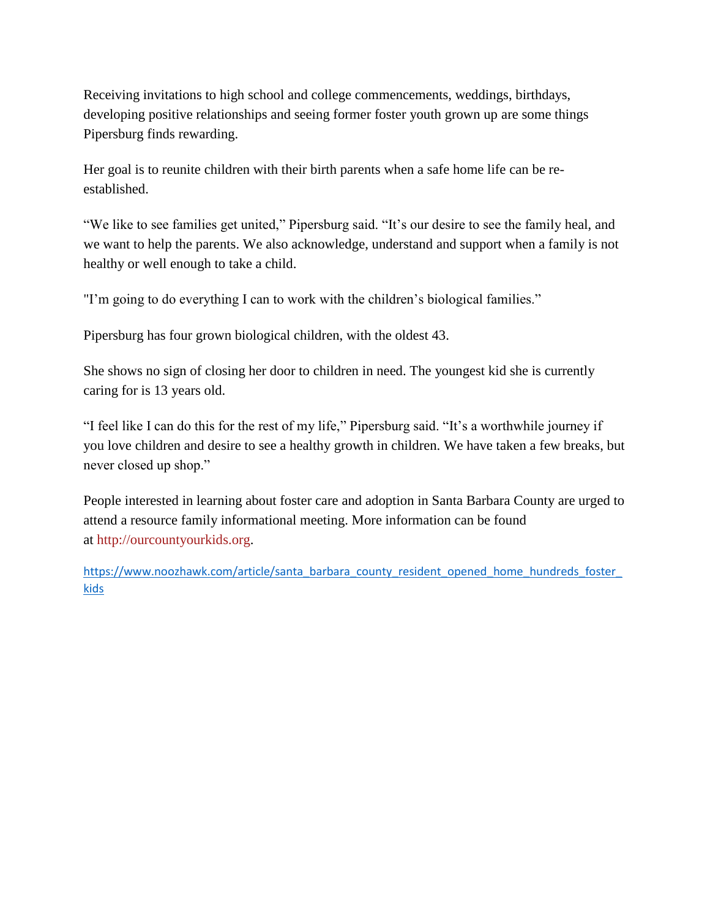Receiving invitations to high school and college commencements, weddings, birthdays, developing positive relationships and seeing former foster youth grown up are some things Pipersburg finds rewarding.

Her goal is to reunite children with their birth parents when a safe home life can be re-established.

“We like to see families get united,” Pipersburg said. “It’s our desire to see the family heal, and we want to help the parents. We also acknowledge, understand and support when a family is not healthy or well enough to take a child.

"I’m going to do everything I can to work with the children’s biological families.”

Pipersburg has four grown biological children, with the oldest 43.

She shows no sign of closing her door to children in need. The youngest kid she is currently caring for is 13 years old.

“I feel like I can do this for the rest of my life,” Pipersburg said. “It’s a worthwhile journey if you love children and desire to see a healthy growth in children. We have taken a few breaks, but never closed up shop.”

People interested in learning about foster care and adoption in Santa Barbara County are urged to attend a resource family informational meeting. More information can be found at http://ourcountyourkids.org.

https://www.noozhawk.com/article/santa_barbara_county_resident_opened_home_hundreds_foster_kids